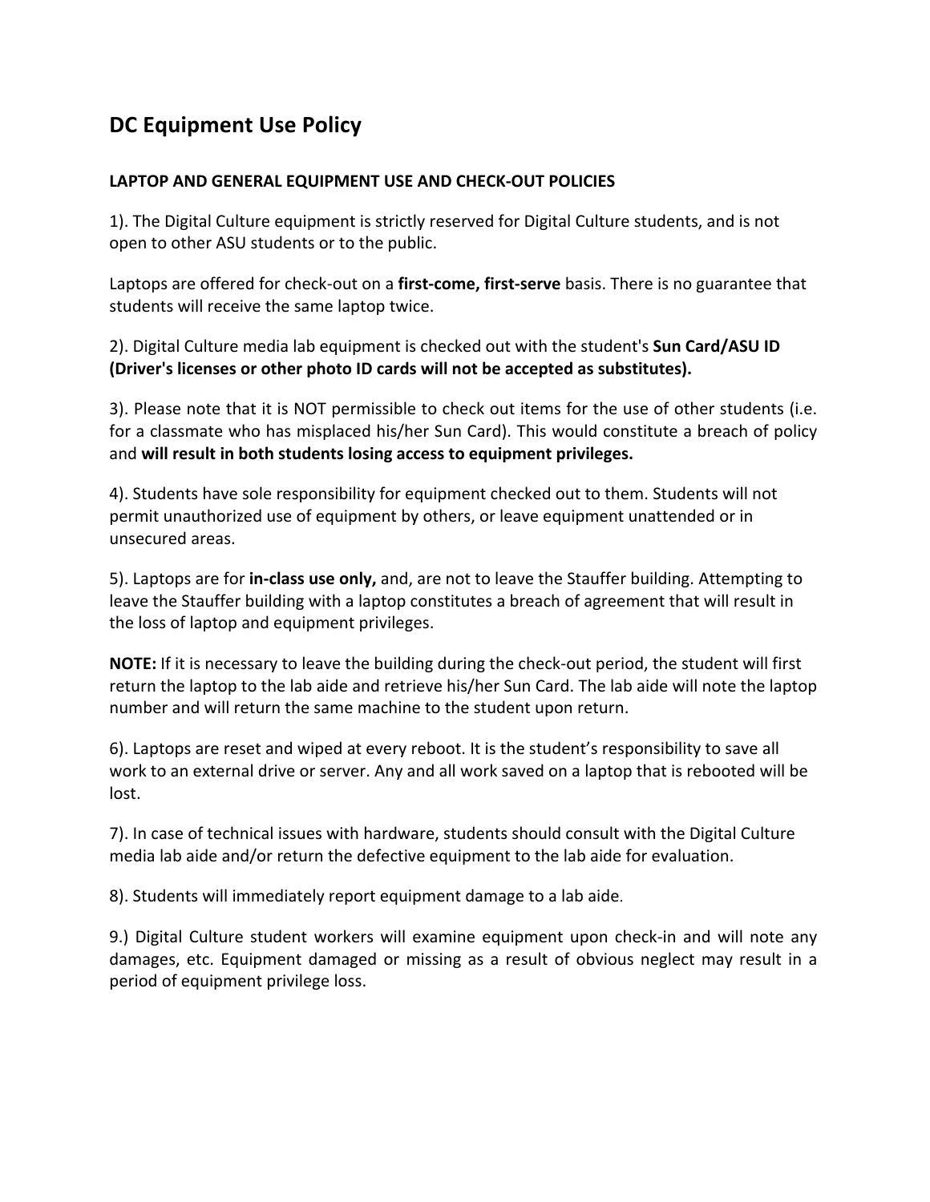## DC Equipment Use Policy

**LAPTOP AND GENERAL EQUIPMENT USE AND CHECK-OUT POLICIES**

1). The Digital Culture equipment is strictly reserved for Digital Culture students, and is not open to other ASU students or to the public.

Laptops are offered for check-out on a **first-come, first-serve** basis. There is no guarantee that students will receive the same laptop twice.

2). Digital Culture media lab equipment is checked out with the student's **Sun Card/ASU ID (Driver's licenses or other photo ID cards will not be accepted as substitutes).**

3). Please note that it is NOT permissible to check out items for the use of other students (i.e. for a classmate who has misplaced his/her Sun Card). This would constitute a breach of policy and **will result in both students losing access to equipment privileges.**

4). Students have sole responsibility for equipment checked out to them. Students will not permit unauthorized use of equipment by others, or leave equipment unattended or in unsecured areas.

5). Laptops are for **in-class use only,** and, are not to leave the Stauffer building. Attempting to leave the Stauffer building with a laptop constitutes a breach of agreement that will result in the loss of laptop and equipment privileges.

**NOTE:** If it is necessary to leave the building during the check-out period, the student will first return the laptop to the lab aide and retrieve his/her Sun Card. The lab aide will note the laptop number and will return the same machine to the student upon return.

6). Laptops are reset and wiped at every reboot. It is the student's responsibility to save all work to an external drive or server. Any and all work saved on a laptop that is rebooted will be lost.

7). In case of technical issues with hardware, students should consult with the Digital Culture media lab aide and/or return the defective equipment to the lab aide for evaluation.

8). Students will immediately report equipment damage to a lab aide.

9.) Digital Culture student workers will examine equipment upon check-in and will note any damages, etc. Equipment damaged or missing as a result of obvious neglect may result in a period of equipment privilege loss.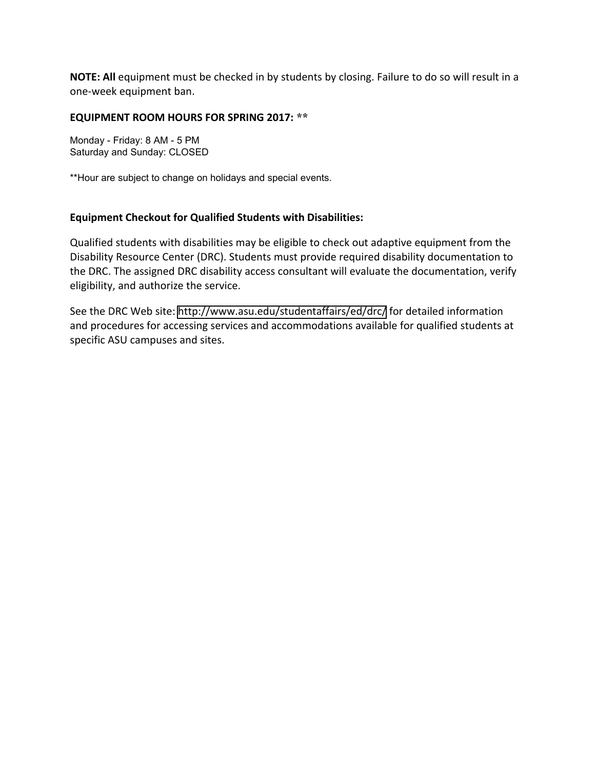**NOTE: All** equipment must be checked in by students by closing. Failure to do so will result in a one-week equipment ban.

**EQUIPMENT ROOM HOURS FOR SPRING 2017:** **

Monday - Friday: 8 AM - 5 PM
Saturday and Sunday: CLOSED

**Hour are subject to change on holidays and special events.

**Equipment Checkout for Qualified Students with Disabilities:**

Qualified students with disabilities may be eligible to check out adaptive equipment from the Disability Resource Center (DRC). Students must provide required disability documentation to the DRC. The assigned DRC disability access consultant will evaluate the documentation, verify eligibility, and authorize the service.

See the DRC Web site: http://www.asu.edu/studentaffairs/ed/drc/ for detailed information and procedures for accessing services and accommodations available for qualified students at specific ASU campuses and sites.